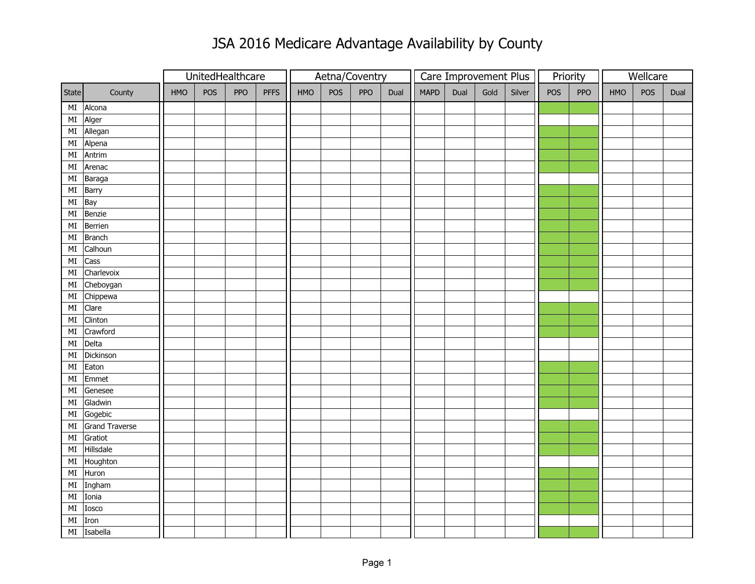# JSA 2016 Medicare Advantage Availability by County

| | | UnitedHealthcare | | | | Aetna/Coventry | | | | Care Improvement Plus | | | | Priority | | Wellcare | | |
|---|---|---|---|---|---|---|---|---|---|---|---|---|---|---|---|---|---|---|
| State | County | HMO | POS | PPO | PFFS | HMO | POS | PPO | Dual | MAPD | Dual | Gold | Silver | POS | PPO | HMO | POS | Dual |
| MI | Alcona | | | | | | | | | | | | | | | | | |
| MI | Alger | | | | | | | | | | | | | | | | | |
| MI | Allegan | | | | | | | | | | | | | | | | | |
| MI | Alpena | | | | | | | | | | | | | | | | | |
| MI | Antrim | | | | | | | | | | | | | | | | | |
| MI | Arenac | | | | | | | | | | | | | | | | | |
| MI | Baraga | | | | | | | | | | | | | | | | | |
| MI | Barry | | | | | | | | | | | | | | | | | |
| MI | Bay | | | | | | | | | | | | | | | | | |
| MI | Benzie | | | | | | | | | | | | | | | | | |
| MI | Berrien | | | | | | | | | | | | | | | | | |
| MI | Branch | | | | | | | | | | | | | | | | | |
| MI | Calhoun | | | | | | | | | | | | | | | | | |
| MI | Cass | | | | | | | | | | | | | | | | | |
| MI | Charlevoix | | | | | | | | | | | | | | | | | |
| MI | Cheboygan | | | | | | | | | | | | | | | | | |
| MI | Chippewa | | | | | | | | | | | | | | | | | |
| MI | Clare | | | | | | | | | | | | | | | | | |
| MI | Clinton | | | | | | | | | | | | | | | | | |
| MI | Crawford | | | | | | | | | | | | | | | | | |
| MI | Delta | | | | | | | | | | | | | | | | | |
| MI | Dickinson | | | | | | | | | | | | | | | | | |
| MI | Eaton | | | | | | | | | | | | | | | | | |
| MI | Emmet | | | | | | | | | | | | | | | | | |
| MI | Genesee | | | | | | | | | | | | | | | | | |
| MI | Gladwin | | | | | | | | | | | | | | | | | |
| MI | Gogebic | | | | | | | | | | | | | | | | | |
| MI | Grand Traverse | | | | | | | | | | | | | | | | | |
| MI | Gratiot | | | | | | | | | | | | | | | | | |
| MI | Hillsdale | | | | | | | | | | | | | | | | | |
| MI | Houghton | | | | | | | | | | | | | | | | | |
| MI | Huron | | | | | | | | | | | | | | | | | |
| MI | Ingham | | | | | | | | | | | | | | | | | |
| MI | Ionia | | | | | | | | | | | | | | | | | |
| MI | Iosco | | | | | | | | | | | | | | | | | |
| MI | Iron | | | | | | | | | | | | | | | | | |
| MI | Isabella | | | | | | | | | | | | | | | | | |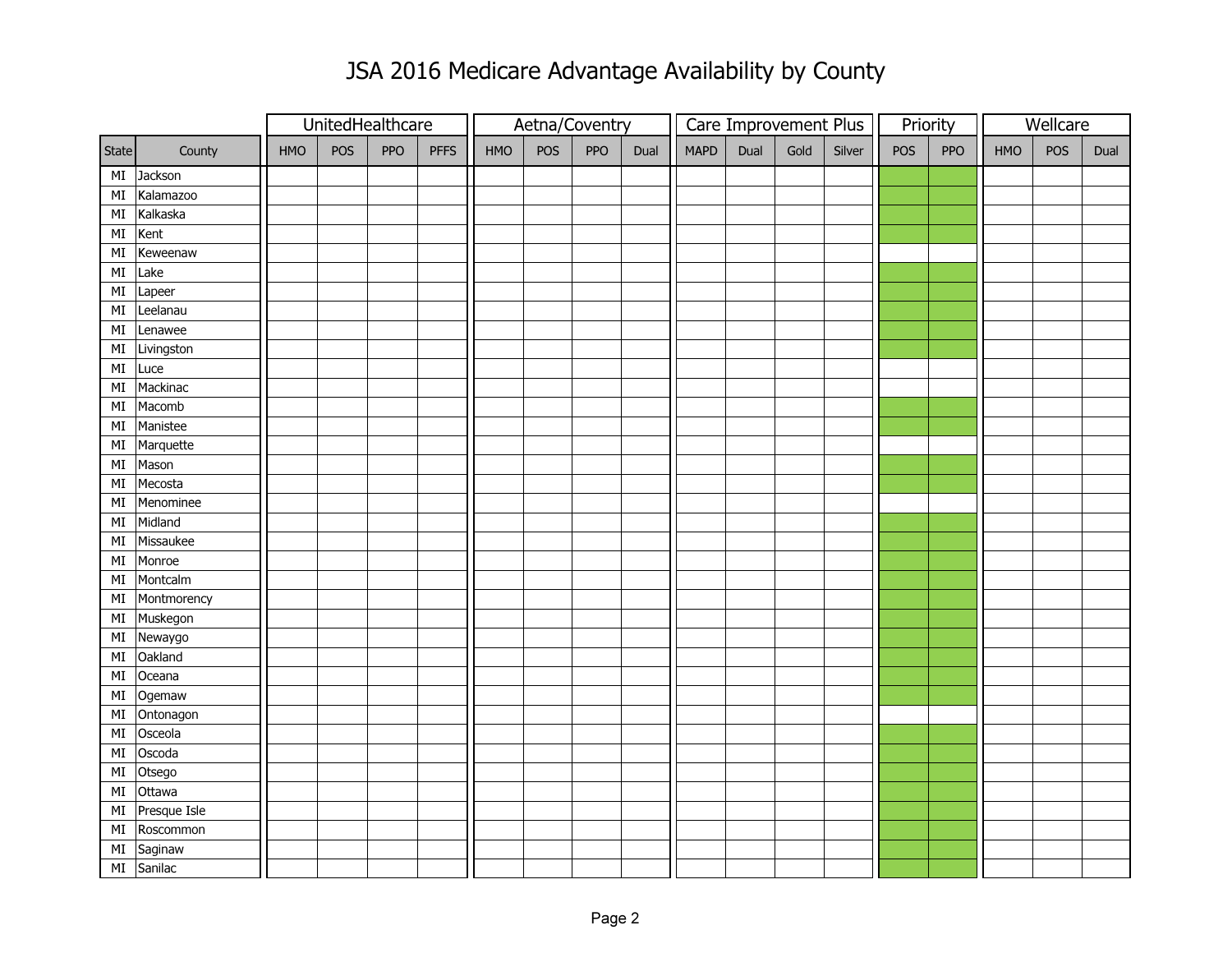# JSA 2016 Medicare Advantage Availability by County

Available plans (shaded in the original) are marked ■.

| | | UnitedHealthcare | | | | Aetna/Coventry | | | | Care Improvement Plus | | | | Priority | | Wellcare | | |
|---|---|---|---|---|---|---|---|---|---|---|---|---|---|---|---|---|---|---|
| State | County | HMO | POS | PPO | PFFS | HMO | POS | PPO | Dual | MAPD | Dual | Gold | Silver | POS | PPO | HMO | POS | Dual |
| MI | Jackson | | | | | | | | | | | | | ■ | ■ | | | |
| MI | Kalamazoo | | | | | | | | | | | | | ■ | ■ | | | |
| MI | Kalkaska | | | | | | | | | | | | | ■ | ■ | | | |
| MI | Kent | | | | | | | | | | | | | ■ | ■ | | | |
| MI | Keweenaw | | | | | | | | | | | | | | | | | |
| MI | Lake | | | | | | | | | | | | | ■ | ■ | | | |
| MI | Lapeer | | | | | | | | | | | | | ■ | ■ | | | |
| MI | Leelanau | | | | | | | | | | | | | ■ | ■ | | | |
| MI | Lenawee | | | | | | | | | | | | | ■ | ■ | | | |
| MI | Livingston | | | | | | | | | | | | | ■ | ■ | | | |
| MI | Luce | | | | | | | | | | | | | | | | | |
| MI | Mackinac | | | | | | | | | | | | | | | | | |
| MI | Macomb | | | | | | | | | | | | | ■ | ■ | | | |
| MI | Manistee | | | | | | | | | | | | | ■ | ■ | | | |
| MI | Marquette | | | | | | | | | | | | | | | | | |
| MI | Mason | | | | | | | | | | | | | ■ | ■ | | | |
| MI | Mecosta | | | | | | | | | | | | | ■ | ■ | | | |
| MI | Menominee | | | | | | | | | | | | | | | | | |
| MI | Midland | | | | | | | | | | | | | ■ | ■ | | | |
| MI | Missaukee | | | | | | | | | | | | | ■ | ■ | | | |
| MI | Monroe | | | | | | | | | | | | | ■ | ■ | | | |
| MI | Montcalm | | | | | | | | | | | | | ■ | ■ | | | |
| MI | Montmorency | | | | | | | | | | | | | ■ | ■ | | | |
| MI | Muskegon | | | | | | | | | | | | | ■ | ■ | | | |
| MI | Newaygo | | | | | | | | | | | | | ■ | ■ | | | |
| MI | Oakland | | | | | | | | | | | | | ■ | ■ | | | |
| MI | Oceana | | | | | | | | | | | | | ■ | ■ | | | |
| MI | Ogemaw | | | | | | | | | | | | | ■ | ■ | | | |
| MI | Ontonagon | | | | | | | | | | | | | | | | | |
| MI | Osceola | | | | | | | | | | | | | ■ | ■ | | | |
| MI | Oscoda | | | | | | | | | | | | | ■ | ■ | | | |
| MI | Otsego | | | | | | | | | | | | | ■ | ■ | | | |
| MI | Ottawa | | | | | | | | | | | | | ■ | ■ | | | |
| MI | Presque Isle | | | | | | | | | | | | | ■ | ■ | | | |
| MI | Roscommon | | | | | | | | | | | | | ■ | ■ | | | |
| MI | Saginaw | | | | | | | | | | | | | ■ | ■ | | | |
| MI | Sanilac | | | | | | | | | | | | | ■ | ■ | | | |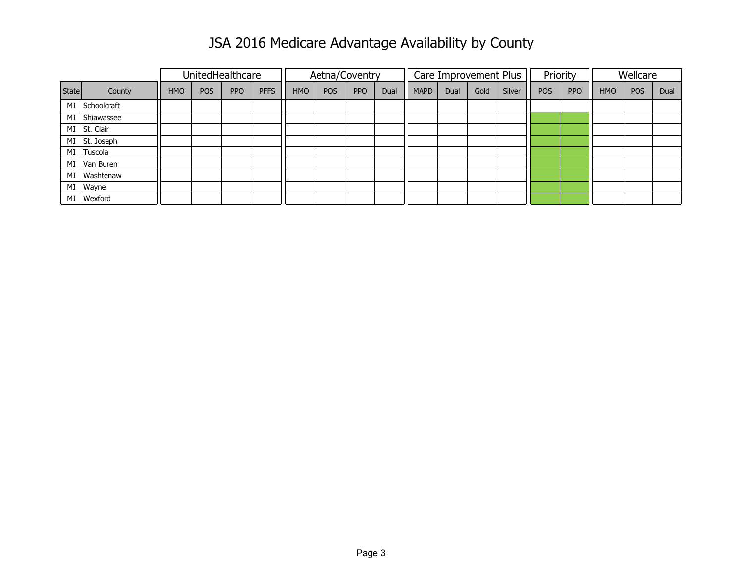# JSA 2016 Medicare Advantage Availability by County

| | | UnitedHealthcare | | | | Aetna/Coventry | | | | Care Improvement Plus | | | | Priority | | Wellcare | | |
|---|---|---|---|---|---|---|---|---|---|---|---|---|---|---|---|---|---|---|
| State | County | HMO | POS | PPO | PFFS | HMO | POS | PPO | Dual | MAPD | Dual | Gold | Silver | POS | PPO | HMO | POS | Dual |
| MI | Schoolcraft | | | | | | | | | | | | | | | | | |
| MI | Shiawassee | | | | | | | | | | | | | | | | | |
| MI | St. Clair | | | | | | | | | | | | | | | | | |
| MI | St. Joseph | | | | | | | | | | | | | | | | | |
| MI | Tuscola | | | | | | | | | | | | | | | | | |
| MI | Van Buren | | | | | | | | | | | | | | | | | |
| MI | Washtenaw | | | | | | | | | | | | | | | | | |
| MI | Wayne | | | | | | | | | | | | | | | | | |
| MI | Wexford | | | | | | | | | | | | | | | | | |